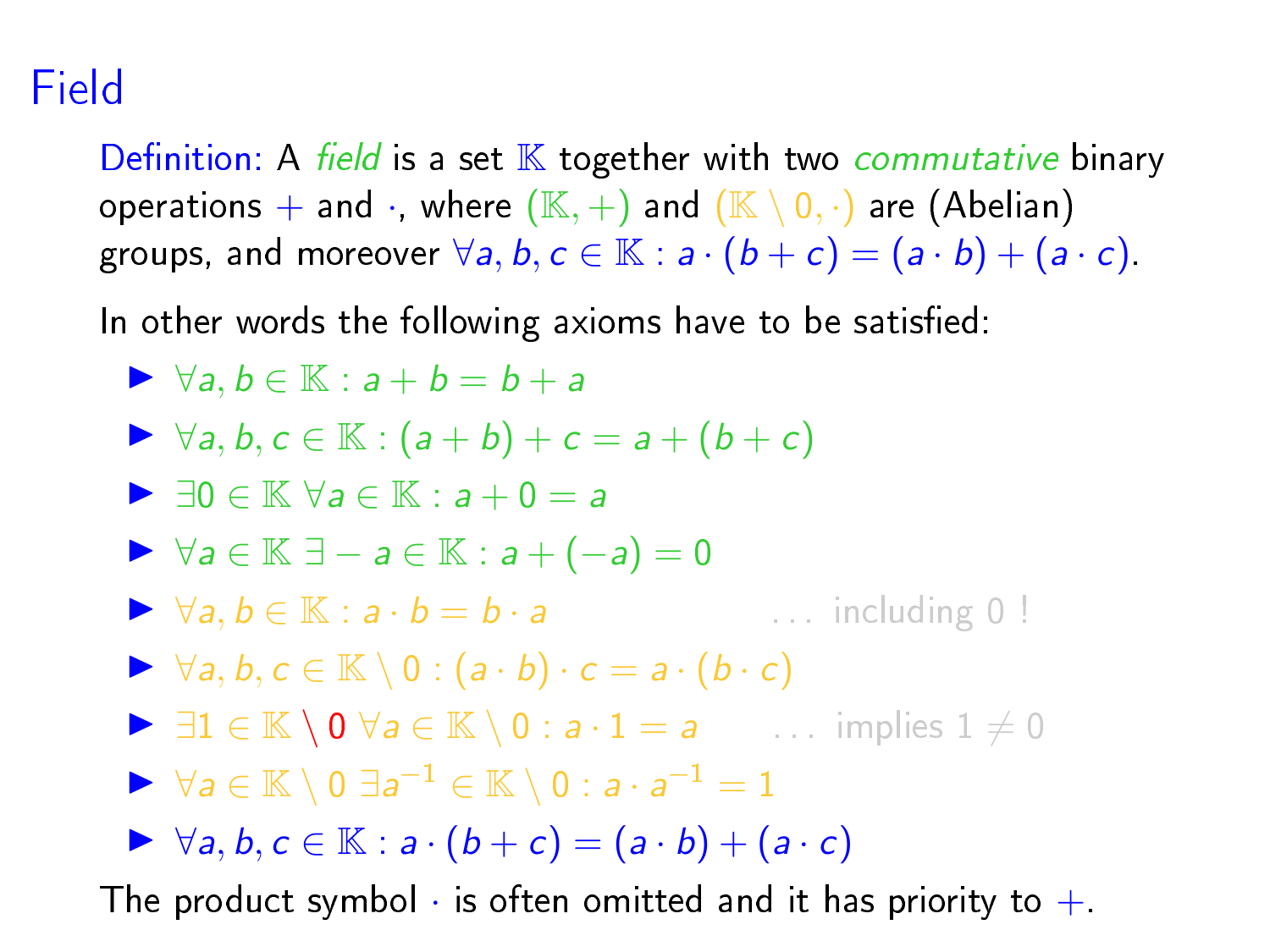# Field

Definition: A *field* is a set $\mathbb{K}$ together with two *commutative* binary operations $+$ and $\cdot$, where $(\mathbb{K}, +)$ and $(\mathbb{K} \setminus 0, \cdot)$ are (Abelian) groups, and moreover $\forall a, b, c \in \mathbb{K} : a \cdot (b + c) = (a \cdot b) + (a \cdot c)$.

In other words the following axioms have to be satisfied:

- $\forall a, b \in \mathbb{K} : a + b = b + a$
- $\forall a, b, c \in \mathbb{K} : (a + b) + c = a + (b + c)$
- $\exists 0 \in \mathbb{K} \; \forall a \in \mathbb{K} : a + 0 = a$
- $\forall a \in \mathbb{K} \; \exists -a \in \mathbb{K} : a + (-a) = 0$
- $\forall a, b \in \mathbb{K} : a \cdot b = b \cdot a$ . . . including 0 !
- $\forall a, b, c \in \mathbb{K} \setminus 0 : (a \cdot b) \cdot c = a \cdot (b \cdot c)$
- $\exists 1 \in \mathbb{K} \setminus 0 \; \forall a \in \mathbb{K} \setminus 0 : a \cdot 1 = a$ . . . implies $1 \neq 0$
- $\forall a \in \mathbb{K} \setminus 0 \; \exists a^{-1} \in \mathbb{K} \setminus 0 : a \cdot a^{-1} = 1$
- $\forall a, b, c \in \mathbb{K} : a \cdot (b + c) = (a \cdot b) + (a \cdot c)$

The product symbol $\cdot$ is often omitted and it has priority to $+$.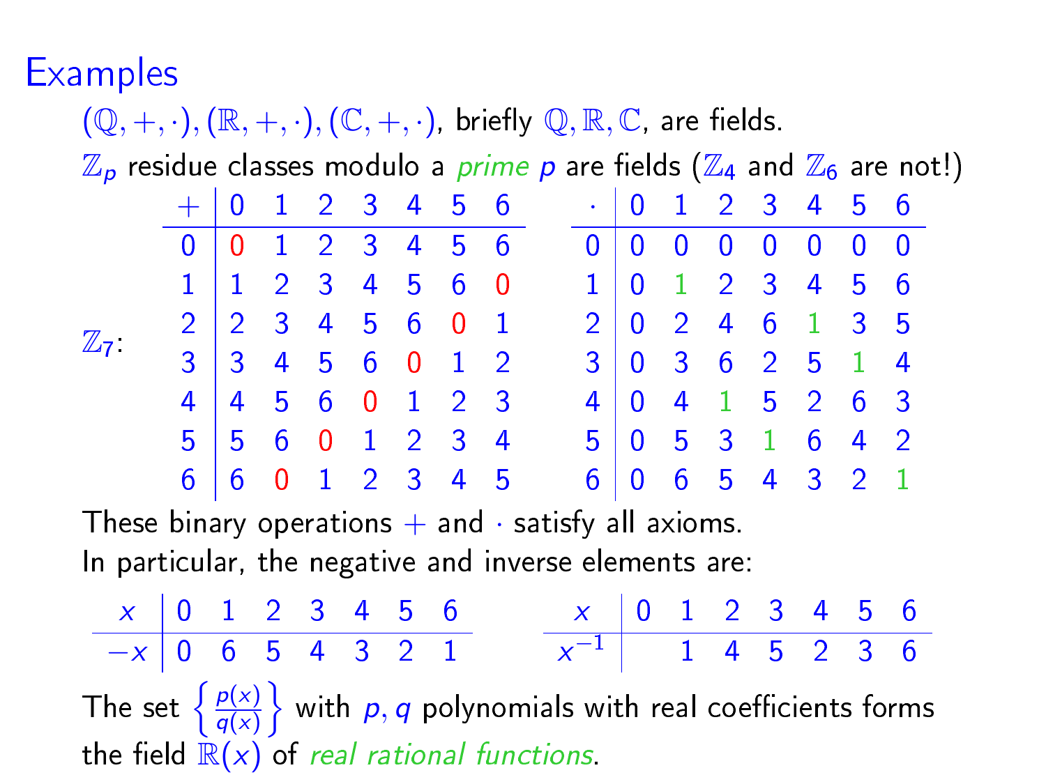# Examples

$(\mathbb{Q}, +, \cdot), (\mathbb{R}, +, \cdot), (\mathbb{C}, +, \cdot)$, briefly $\mathbb{Q}, \mathbb{R}, \mathbb{C}$, are fields.

$\mathbb{Z}_p$ residue classes modulo a *prime* $p$ are fields ($\mathbb{Z}_4$ and $\mathbb{Z}_6$ are not!)

$\mathbb{Z}_7$:

| $+$ | 0 | 1 | 2 | 3 | 4 | 5 | 6 |
|---|---|---|---|---|---|---|---|
| 0 | 0 | 1 | 2 | 3 | 4 | 5 | 6 |
| 1 | 1 | 2 | 3 | 4 | 5 | 6 | 0 |
| 2 | 2 | 3 | 4 | 5 | 6 | 0 | 1 |
| 3 | 3 | 4 | 5 | 6 | 0 | 1 | 2 |
| 4 | 4 | 5 | 6 | 0 | 1 | 2 | 3 |
| 5 | 5 | 6 | 0 | 1 | 2 | 3 | 4 |
| 6 | 6 | 0 | 1 | 2 | 3 | 4 | 5 |

| $\cdot$ | 0 | 1 | 2 | 3 | 4 | 5 | 6 |
|---|---|---|---|---|---|---|---|
| 0 | 0 | 0 | 0 | 0 | 0 | 0 | 0 |
| 1 | 0 | 1 | 2 | 3 | 4 | 5 | 6 |
| 2 | 0 | 2 | 4 | 6 | 1 | 3 | 5 |
| 3 | 0 | 3 | 6 | 2 | 5 | 1 | 4 |
| 4 | 0 | 4 | 1 | 5 | 2 | 6 | 3 |
| 5 | 0 | 5 | 3 | 1 | 6 | 4 | 2 |
| 6 | 0 | 6 | 5 | 4 | 3 | 2 | 1 |

These binary operations $+$ and $\cdot$ satisfy all axioms.

In particular, the negative and inverse elements are:

| $x$ | 0 | 1 | 2 | 3 | 4 | 5 | 6 |
|---|---|---|---|---|---|---|---|
| $-x$ | 0 | 6 | 5 | 4 | 3 | 2 | 1 |

| $x$ | 0 | 1 | 2 | 3 | 4 | 5 | 6 |
|---|---|---|---|---|---|---|---|
| $x^{-1}$ | | 1 | 4 | 5 | 2 | 3 | 6 |

The set $\left\{ \frac{p(x)}{q(x)} \right\}$ with $p, q$ polynomials with real coefficients forms the field $\mathbb{R}(x)$ of *real rational functions*.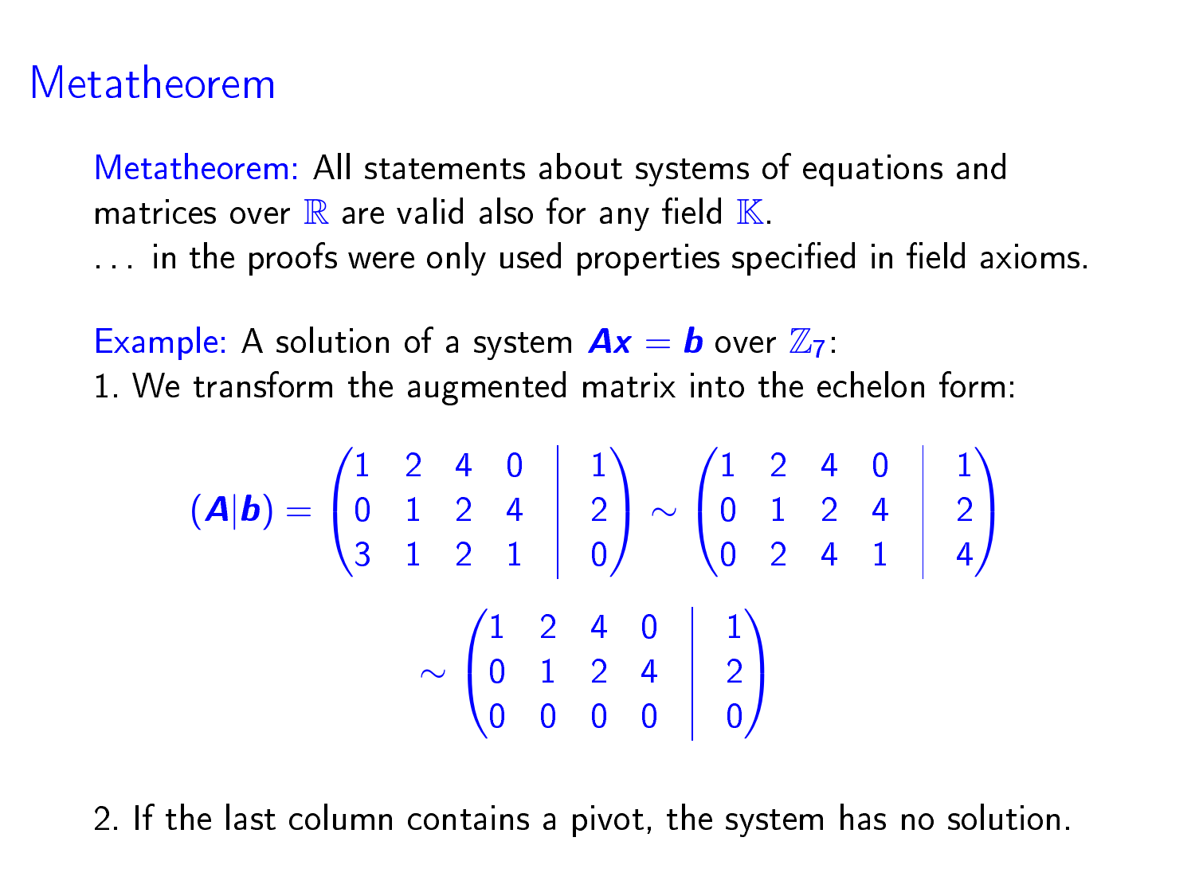# Metatheorem

Metatheorem: All statements about systems of equations and matrices over $\mathbb{R}$ are valid also for any field $\mathbb{K}$.
... in the proofs were only used properties specified in field axioms.

Example: A solution of a system $\boldsymbol{Ax} = \boldsymbol{b}$ over $\mathbb{Z}_7$:
1. We transform the augmented matrix into the echelon form:

$$(\boldsymbol{A}|\boldsymbol{b}) = \left(\begin{array}{cccc|c} 1 & 2 & 4 & 0 & 1 \\ 0 & 1 & 2 & 4 & 2 \\ 3 & 1 & 2 & 1 & 0 \end{array}\right) \sim \left(\begin{array}{cccc|c} 1 & 2 & 4 & 0 & 1 \\ 0 & 1 & 2 & 4 & 2 \\ 0 & 2 & 4 & 1 & 4 \end{array}\right)$$

$$\sim \left(\begin{array}{cccc|c} 1 & 2 & 4 & 0 & 1 \\ 0 & 1 & 2 & 4 & 2 \\ 0 & 0 & 0 & 0 & 0 \end{array}\right)$$

2. If the last column contains a pivot, the system has no solution.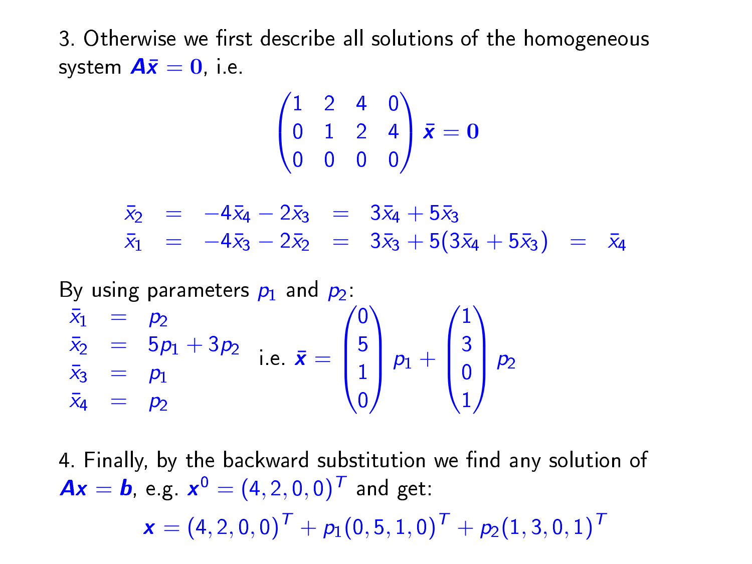3. Otherwise we first describe all solutions of the homogeneous system $\boldsymbol{A}\bar{\boldsymbol{x}} = \mathbf{0}$, i.e.

$$\begin{pmatrix} 1 & 2 & 4 & 0 \\ 0 & 1 & 2 & 4 \\ 0 & 0 & 0 & 0 \end{pmatrix} \bar{\boldsymbol{x}} = \mathbf{0}$$

$$\begin{aligned} \bar{x}_2 &= -4\bar{x}_4 - 2\bar{x}_3 &&= 3\bar{x}_4 + 5\bar{x}_3 \\ \bar{x}_1 &= -4\bar{x}_3 - 2\bar{x}_2 &&= 3\bar{x}_3 + 5(3\bar{x}_4 + 5\bar{x}_3) \quad = \quad \bar{x}_4 \end{aligned}$$

By using parameters $p_1$ and $p_2$:

$$\begin{aligned} \bar{x}_1 &= p_2 \\ \bar{x}_2 &= 5p_1 + 3p_2 \\ \bar{x}_3 &= p_1 \\ \bar{x}_4 &= p_2 \end{aligned} \quad \text{i.e. } \bar{\boldsymbol{x}} = \begin{pmatrix} 0 \\ 5 \\ 1 \\ 0 \end{pmatrix} p_1 + \begin{pmatrix} 1 \\ 3 \\ 0 \\ 1 \end{pmatrix} p_2$$

4. Finally, by the backward substitution we find any solution of $\boldsymbol{A}\boldsymbol{x} = \boldsymbol{b}$, e.g. $\boldsymbol{x}^0 = (4, 2, 0, 0)^T$ and get:

$$\boldsymbol{x} = (4, 2, 0, 0)^T + p_1(0, 5, 1, 0)^T + p_2(1, 3, 0, 1)^T$$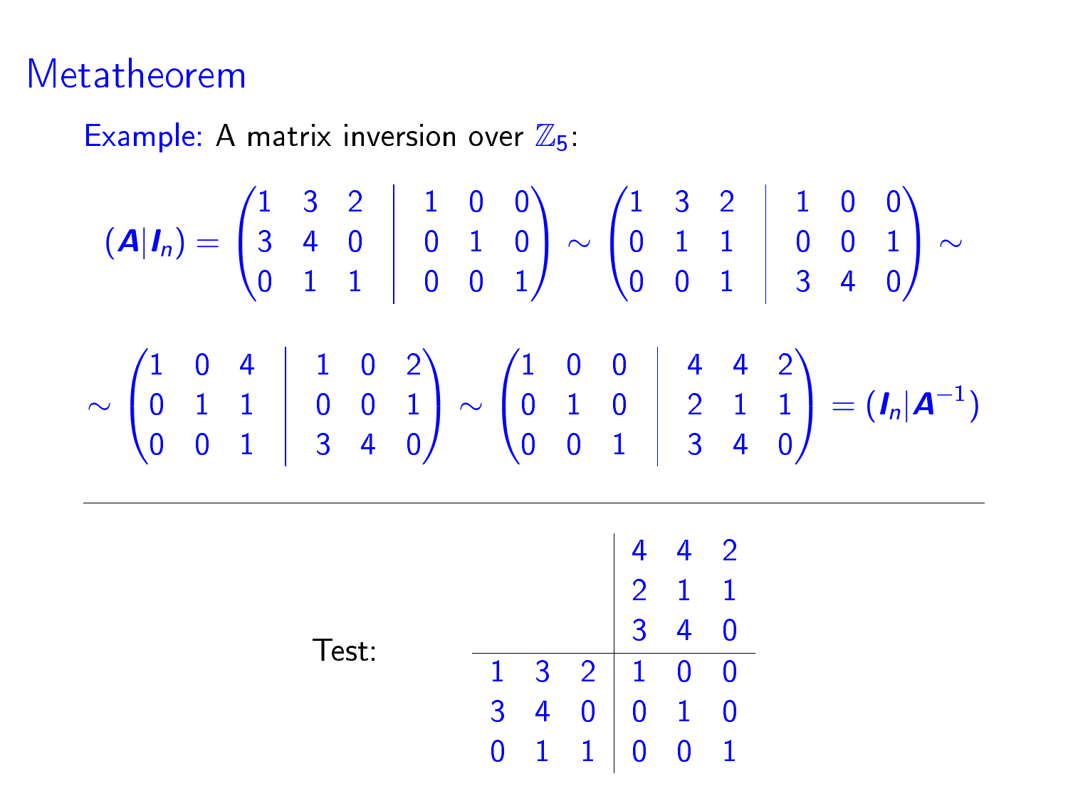# Metatheorem

Example: A matrix inversion over $\mathbb{Z}_5$:

$$
(\boldsymbol{A}|\boldsymbol{I}_n) = \left(\begin{array}{ccc|ccc} 1 & 3 & 2 & 1 & 0 & 0 \\ 3 & 4 & 0 & 0 & 1 & 0 \\ 0 & 1 & 1 & 0 & 0 & 1 \end{array}\right) \sim \left(\begin{array}{ccc|ccc} 1 & 3 & 2 & 1 & 0 & 0 \\ 0 & 1 & 1 & 0 & 0 & 1 \\ 0 & 0 & 1 & 3 & 4 & 0 \end{array}\right) \sim
$$

$$
\sim \left(\begin{array}{ccc|ccc} 1 & 0 & 4 & 1 & 0 & 2 \\ 0 & 1 & 1 & 0 & 0 & 1 \\ 0 & 0 & 1 & 3 & 4 & 0 \end{array}\right) \sim \left(\begin{array}{ccc|ccc} 1 & 0 & 0 & 4 & 4 & 2 \\ 0 & 1 & 0 & 2 & 1 & 1 \\ 0 & 0 & 1 & 3 & 4 & 0 \end{array}\right) = (\boldsymbol{I}_n|\boldsymbol{A}^{-1})
$$

---

Test:

$$
\begin{array}{ccc|ccc}
 & & & 4 & 4 & 2 \\
 & & & 2 & 1 & 1 \\
 & & & 3 & 4 & 0 \\
\hline
1 & 3 & 2 & 1 & 0 & 0 \\
3 & 4 & 0 & 0 & 1 & 0 \\
0 & 1 & 1 & 0 & 0 & 1
\end{array}
$$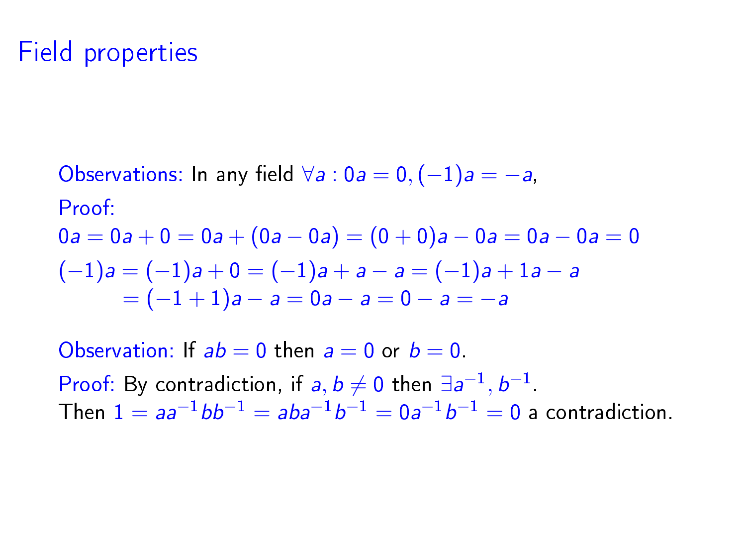# Field properties

Observations: In any field $\forall a : 0a = 0, (-1)a = -a$,

Proof:

$0a = 0a + 0 = 0a + (0a - 0a) = (0 + 0)a - 0a = 0a - 0a = 0$

$$\begin{aligned}(-1)a &= (-1)a + 0 = (-1)a + a - a = (-1)a + 1a - a \\ &= (-1 + 1)a - a = 0a - a = 0 - a = -a\end{aligned}$$

Observation: If $ab = 0$ then $a = 0$ or $b = 0$.

Proof: By contradiction, if $a, b \neq 0$ then $\exists a^{-1}, b^{-1}$.
Then $1 = aa^{-1}bb^{-1} = aba^{-1}b^{-1} = 0a^{-1}b^{-1} = 0$ a contradiction.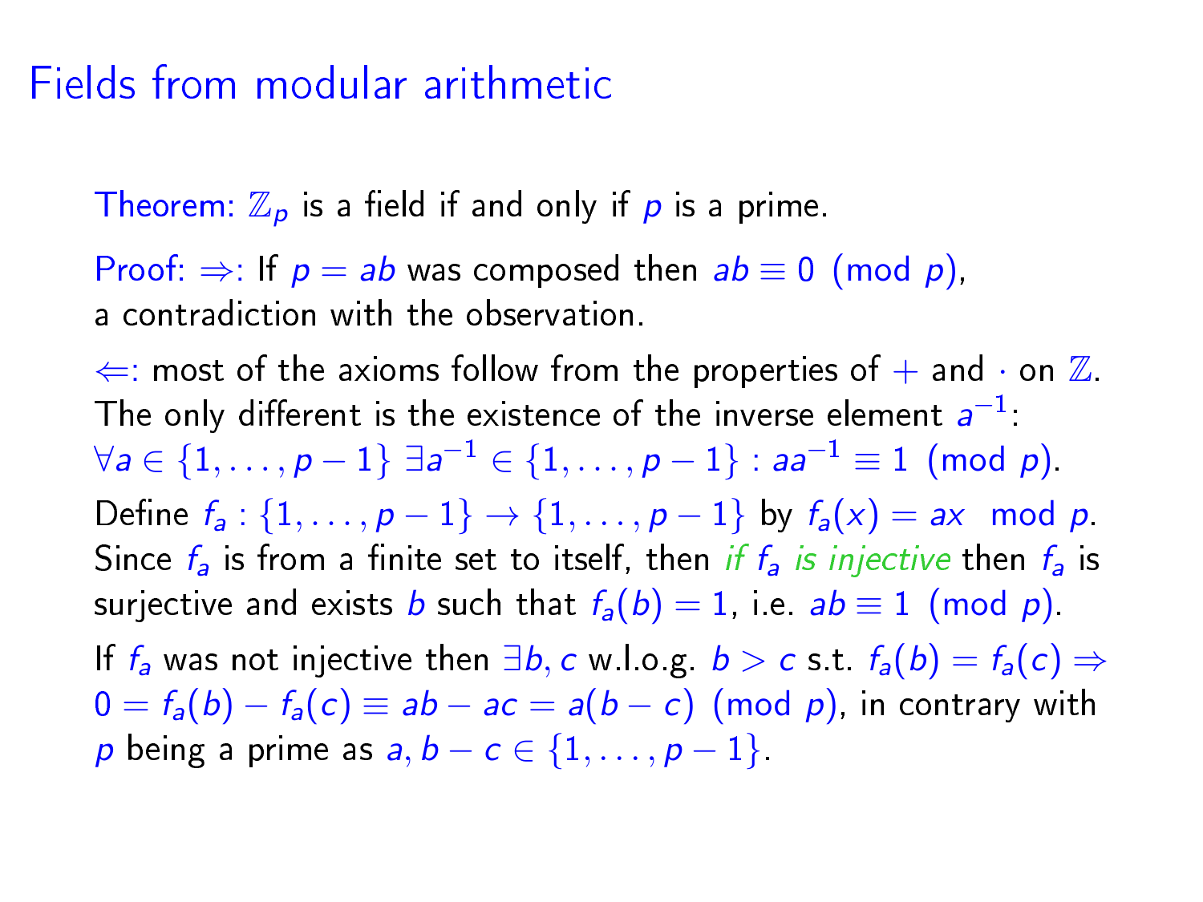# Fields from modular arithmetic

Theorem: $\mathbb{Z}_p$ is a field if and only if $p$ is a prime.

Proof: $\Rightarrow$: If $p = ab$ was composed then $ab \equiv 0 \pmod{p}$, a contradiction with the observation.

$\Leftarrow$: most of the axioms follow from the properties of $+$ and $\cdot$ on $\mathbb{Z}$. The only different is the existence of the inverse element $a^{-1}$: $\forall a \in \{1, \ldots, p-1\}\ \exists a^{-1} \in \{1, \ldots, p-1\} : aa^{-1} \equiv 1 \pmod{p}$.

Define $f_a : \{1, \ldots, p-1\} \to \{1, \ldots, p-1\}$ by $f_a(x) = ax \mod p$. Since $f_a$ is from a finite set to itself, then *if $f_a$ is injective* then $f_a$ is surjective and exists $b$ such that $f_a(b) = 1$, i.e. $ab \equiv 1 \pmod{p}$.

If $f_a$ was not injective then $\exists b, c$ w.l.o.g. $b > c$ s.t. $f_a(b) = f_a(c) \Rightarrow 0 = f_a(b) - f_a(c) \equiv ab - ac = a(b - c) \pmod{p}$, in contrary with $p$ being a prime as $a, b - c \in \{1, \ldots, p-1\}$.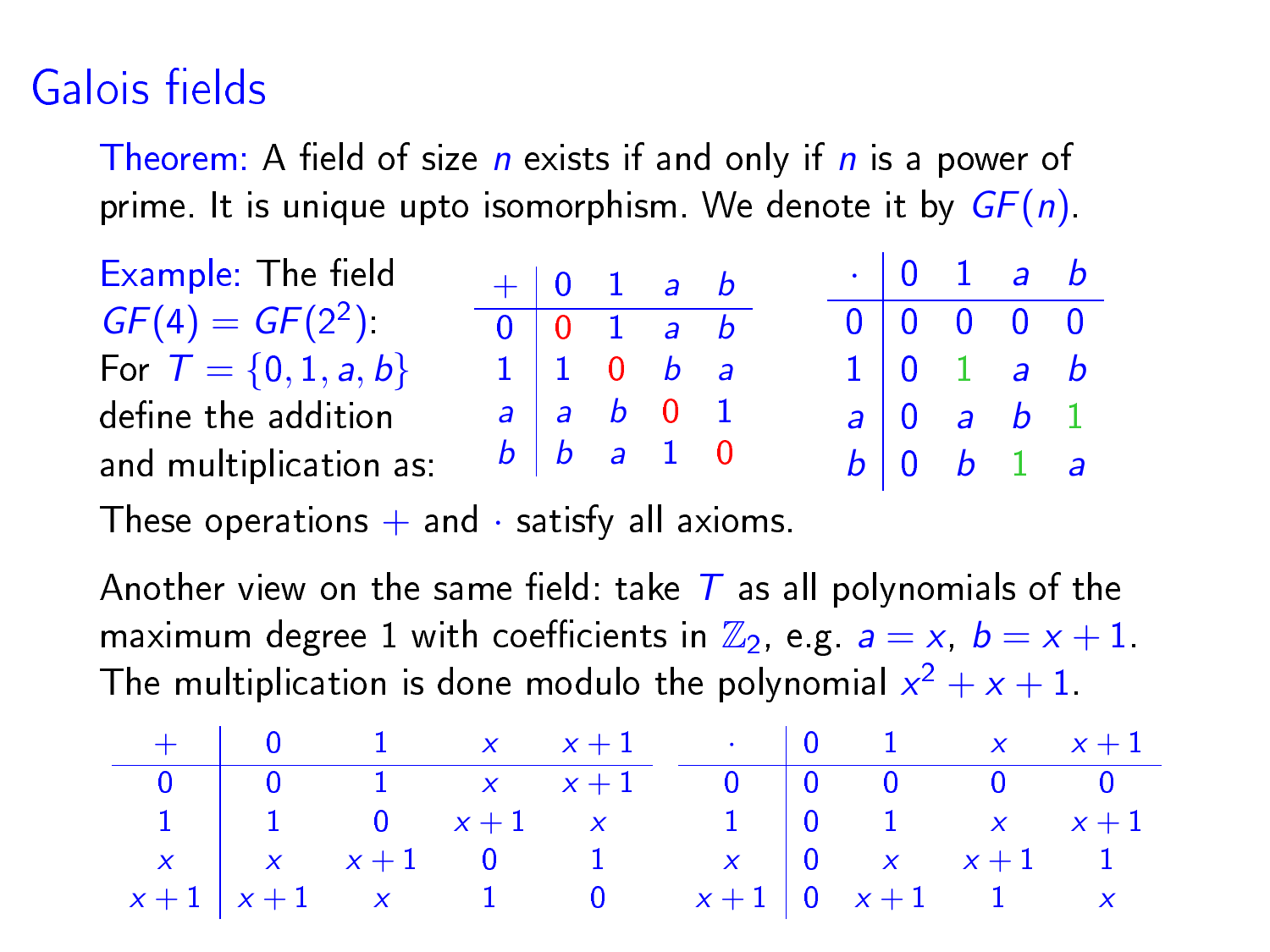# Galois fields

Theorem: A field of size $n$ exists if and only if $n$ is a power of prime. It is unique upto isomorphism. We denote it by $GF(n)$.

Example: The field $GF(4) = GF(2^2)$: For $T = \{0, 1, a, b\}$ define the addition and multiplication as:

| $+$ | $0$ | $1$ | $a$ | $b$ |
|---|---|---|---|---|
| $0$ | $0$ | $1$ | $a$ | $b$ |
| $1$ | $1$ | $0$ | $b$ | $a$ |
| $a$ | $a$ | $b$ | $0$ | $1$ |
| $b$ | $b$ | $a$ | $1$ | $0$ |

| $\cdot$ | $0$ | $1$ | $a$ | $b$ |
|---|---|---|---|---|
| $0$ | $0$ | $0$ | $0$ | $0$ |
| $1$ | $0$ | $1$ | $a$ | $b$ |
| $a$ | $0$ | $a$ | $b$ | $1$ |
| $b$ | $0$ | $b$ | $1$ | $a$ |

These operations $+$ and $\cdot$ satisfy all axioms.

Another view on the same field: take $T$ as all polynomials of the maximum degree 1 with coefficients in $\mathbb{Z}_2$, e.g. $a = x$, $b = x + 1$. The multiplication is done modulo the polynomial $x^2 + x + 1$.

| $+$ | $0$ | $1$ | $x$ | $x+1$ |
|---|---|---|---|---|
| $0$ | $0$ | $1$ | $x$ | $x+1$ |
| $1$ | $1$ | $0$ | $x+1$ | $x$ |
| $x$ | $x$ | $x+1$ | $0$ | $1$ |
| $x+1$ | $x+1$ | $x$ | $1$ | $0$ |

| $\cdot$ | $0$ | $1$ | $x$ | $x+1$ |
|---|---|---|---|---|
| $0$ | $0$ | $0$ | $0$ | $0$ |
| $1$ | $0$ | $1$ | $x$ | $x+1$ |
| $x$ | $0$ | $x$ | $x+1$ | $1$ |
| $x+1$ | $0$ | $x+1$ | $1$ | $x$ |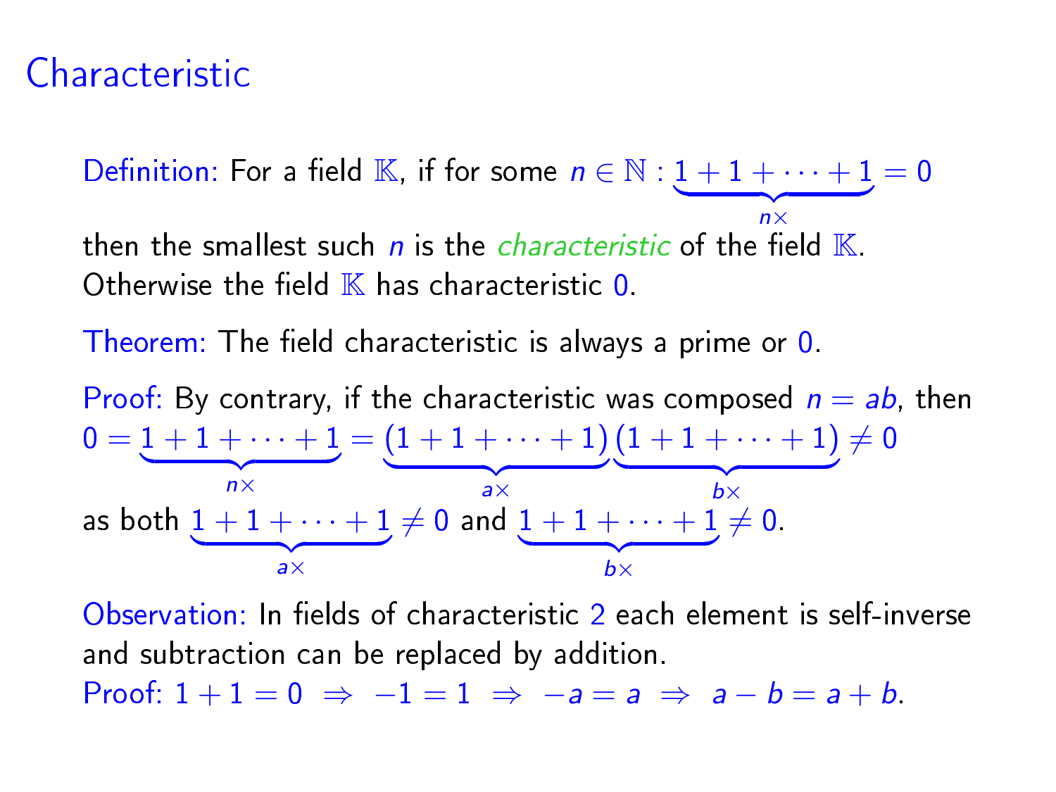# Characteristic

Definition: For a field $\mathbb{K}$, if for some $n \in \mathbb{N} : \underbrace{1 + 1 + \cdots + 1}_{n\times} = 0$

then the smallest such $n$ is the *characteristic* of the field $\mathbb{K}$.
Otherwise the field $\mathbb{K}$ has characteristic $0$.

Theorem: The field characteristic is always a prime or $0$.

Proof: By contrary, if the characteristic was composed $n = ab$, then

$$0 = \underbrace{1 + 1 + \cdots + 1}_{n\times} = \underbrace{(1 + 1 + \cdots + 1)}_{a\times}\underbrace{(1 + 1 + \cdots + 1)}_{b\times} \neq 0$$

as both $\underbrace{1 + 1 + \cdots + 1}_{a\times} \neq 0$ and $\underbrace{1 + 1 + \cdots + 1}_{b\times} \neq 0$.

Observation: In fields of characteristic $2$ each element is self-inverse and subtraction can be replaced by addition.
Proof: $1 + 1 = 0 \;\Rightarrow\; -1 = 1 \;\Rightarrow\; -a = a \;\Rightarrow\; a - b = a + b$.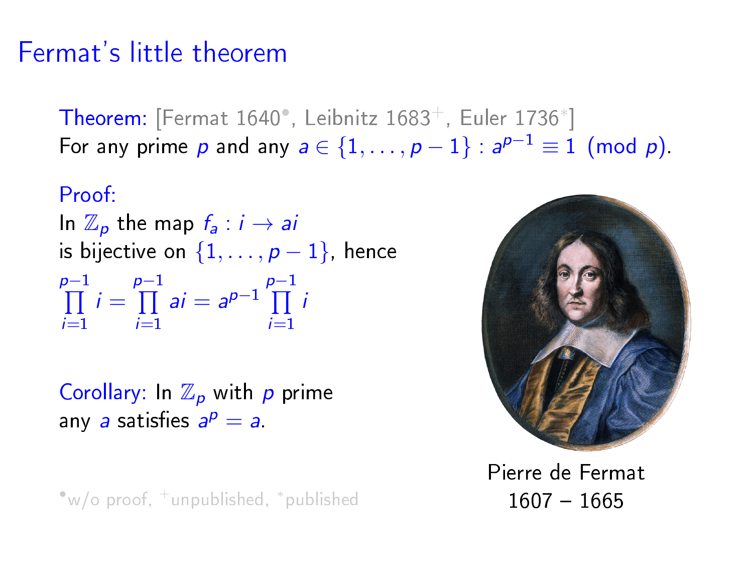# Fermat's little theorem

Theorem: [Fermat 1640•, Leibnitz 1683+, Euler 1736*]
For any prime $p$ and any $a \in \{1, \ldots, p-1\} : a^{p-1} \equiv 1 \pmod{p}$.

Proof:
In $\mathbb{Z}_p$ the map $f_a : i \to ai$
is bijective on $\{1, \ldots, p-1\}$, hence

$$\prod_{i=1}^{p-1} i = \prod_{i=1}^{p-1} ai = a^{p-1} \prod_{i=1}^{p-1} i$$

Corollary: In $\mathbb{Z}_p$ with $p$ prime
any $a$ satisfies $a^p = a$.

•w/o proof, +unpublished, *published

Pierre de Fermat
1607 – 1665